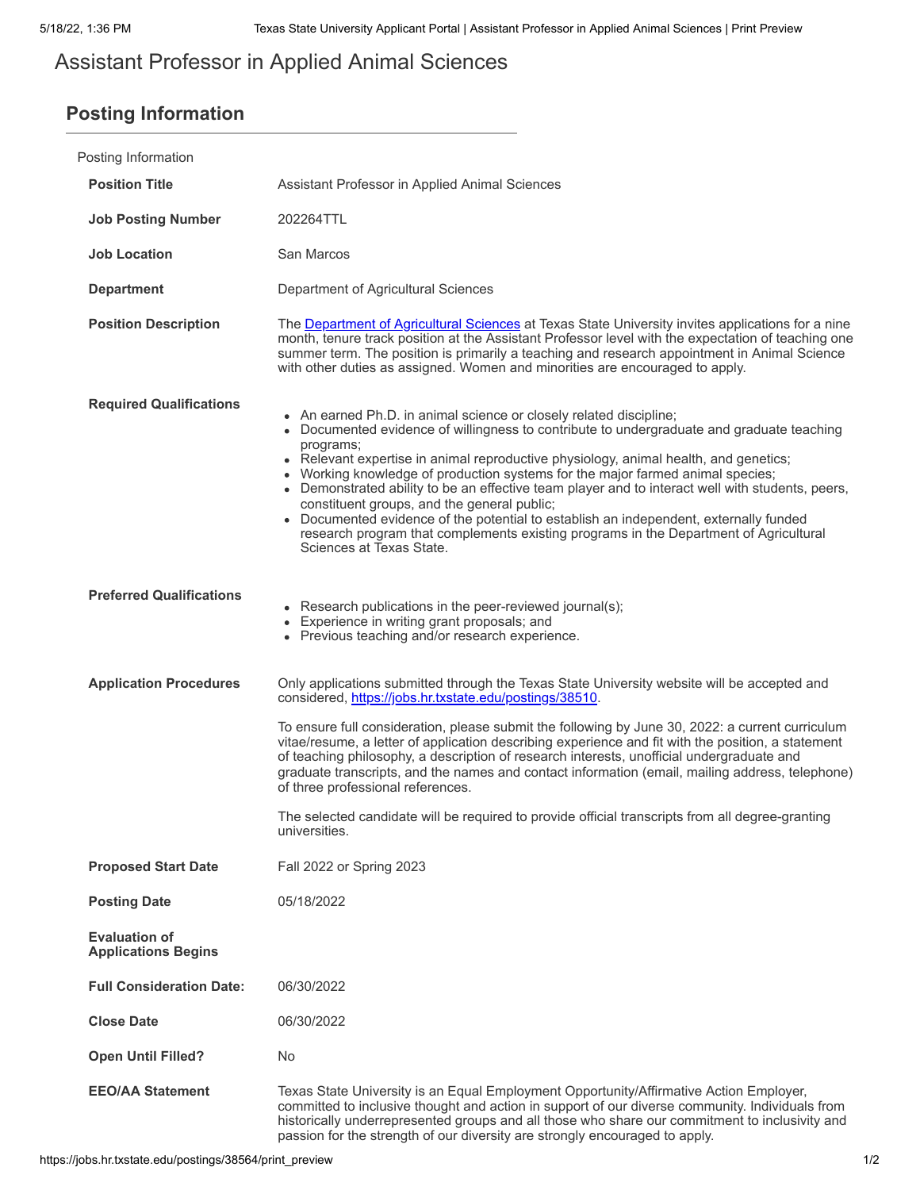# Assistant Professor in Applied Animal Sciences

## Posting Information

Posting Information

| | |
|---|---|
| **Position Title** | Assistant Professor in Applied Animal Sciences |
| **Job Posting Number** | 202264TTL |
| **Job Location** | San Marcos |
| **Department** | Department of Agricultural Sciences |
| **Position Description** | The [Department of Agricultural Sciences](#) at Texas State University invites applications for a nine month, tenure track position at the Assistant Professor level with the expectation of teaching one summer term. The position is primarily a teaching and research appointment in Animal Science with other duties as assigned. Women and minorities are encouraged to apply. |
| **Required Qualifications** | • An earned Ph.D. in animal science or closely related discipline; <br>• Documented evidence of willingness to contribute to undergraduate and graduate teaching programs; <br>• Relevant expertise in animal reproductive physiology, animal health, and genetics; <br>• Working knowledge of production systems for the major farmed animal species; <br>• Demonstrated ability to be an effective team player and to interact well with students, peers, constituent groups, and the general public; <br>• Documented evidence of the potential to establish an independent, externally funded research program that complements existing programs in the Department of Agricultural Sciences at Texas State. |
| **Preferred Qualifications** | • Research publications in the peer-reviewed journal(s); <br>• Experience in writing grant proposals; and <br>• Previous teaching and/or research experience. |
| **Application Procedures** | Only applications submitted through the Texas State University website will be accepted and considered, https://jobs.hr.txstate.edu/postings/38510. <br><br>To ensure full consideration, please submit the following by June 30, 2022: a current curriculum vitae/resume, a letter of application describing experience and fit with the position, a statement of teaching philosophy, a description of research interests, unofficial undergraduate and graduate transcripts, and the names and contact information (email, mailing address, telephone) of three professional references. <br><br>The selected candidate will be required to provide official transcripts from all degree-granting universities. |
| **Proposed Start Date** | Fall 2022 or Spring 2023 |
| **Posting Date** | 05/18/2022 |
| **Evaluation of Applications Begins** | |
| **Full Consideration Date:** | 06/30/2022 |
| **Close Date** | 06/30/2022 |
| **Open Until Filled?** | No |
| **EEO/AA Statement** | Texas State University is an Equal Employment Opportunity/Affirmative Action Employer, committed to inclusive thought and action in support of our diverse community. Individuals from historically underrepresented groups and all those who share our commitment to inclusivity and passion for the strength of our diversity are strongly encouraged to apply. |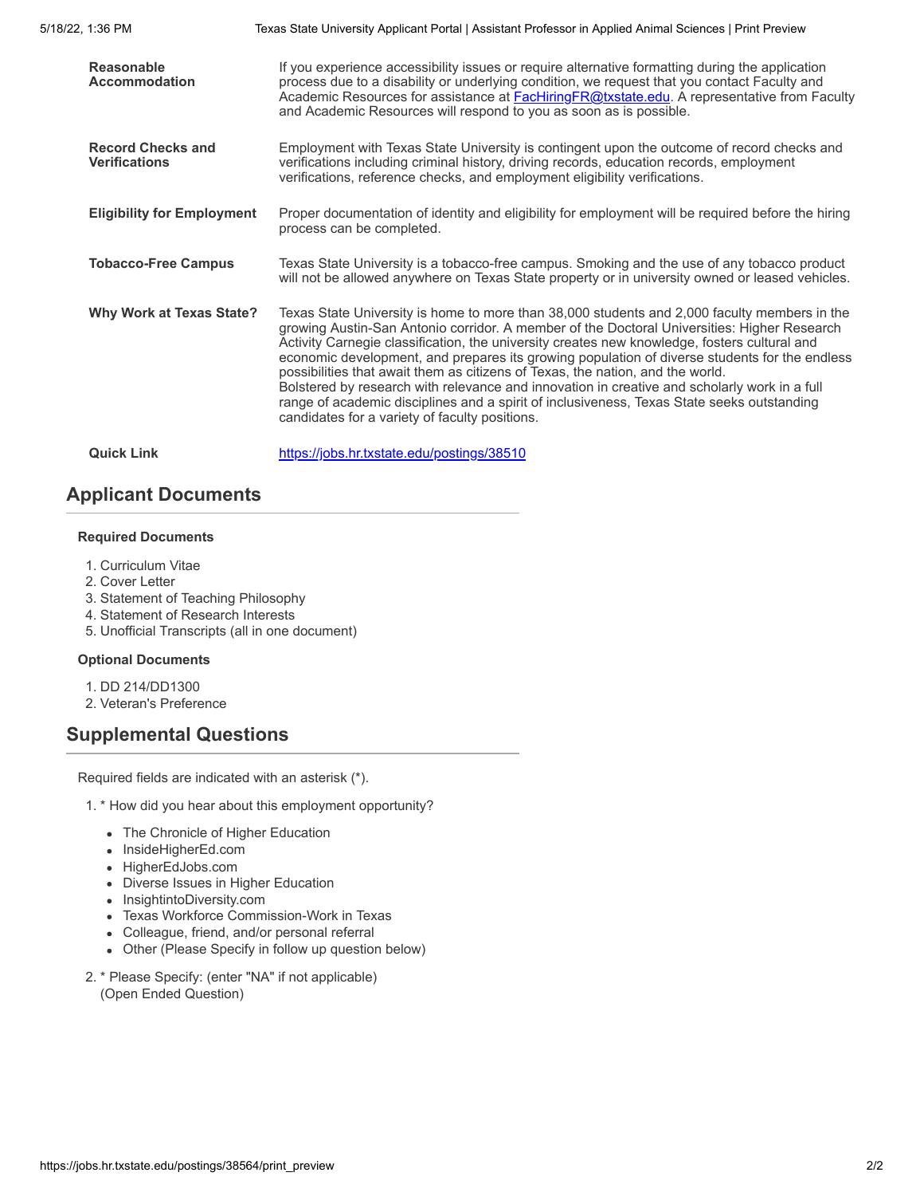| | |
|---|---|
| **Reasonable Accommodation** | If you experience accessibility issues or require alternative formatting during the application process due to a disability or underlying condition, we request that you contact Faculty and Academic Resources for assistance at FacHiringFR@txstate.edu. A representative from Faculty and Academic Resources will respond to you as soon as is possible. |
| **Record Checks and Verifications** | Employment with Texas State University is contingent upon the outcome of record checks and verifications including criminal history, driving records, education records, employment verifications, reference checks, and employment eligibility verifications. |
| **Eligibility for Employment** | Proper documentation of identity and eligibility for employment will be required before the hiring process can be completed. |
| **Tobacco-Free Campus** | Texas State University is a tobacco-free campus. Smoking and the use of any tobacco product will not be allowed anywhere on Texas State property or in university owned or leased vehicles. |
| **Why Work at Texas State?** | Texas State University is home to more than 38,000 students and 2,000 faculty members in the growing Austin-San Antonio corridor. A member of the Doctoral Universities: Higher Research Activity Carnegie classification, the university creates new knowledge, fosters cultural and economic development, and prepares its growing population of diverse students for the endless possibilities that await them as citizens of Texas, the nation, and the world. Bolstered by research with relevance and innovation in creative and scholarly work in a full range of academic disciplines and a spirit of inclusiveness, Texas State seeks outstanding candidates for a variety of faculty positions. |
| **Quick Link** | https://jobs.hr.txstate.edu/postings/38510 |

## Applicant Documents

### Required Documents

1. Curriculum Vitae
2. Cover Letter
3. Statement of Teaching Philosophy
4. Statement of Research Interests
5. Unofficial Transcripts (all in one document)

### Optional Documents

1. DD 214/DD1300
2. Veteran's Preference

## Supplemental Questions

Required fields are indicated with an asterisk (*).

1. * How did you hear about this employment opportunity?
   - The Chronicle of Higher Education
   - InsideHigherEd.com
   - HigherEdJobs.com
   - Diverse Issues in Higher Education
   - InsightintoDiversity.com
   - Texas Workforce Commission-Work in Texas
   - Colleague, friend, and/or personal referral
   - Other (Please Specify in follow up question below)
2. * Please Specify: (enter "NA" if not applicable)
   (Open Ended Question)